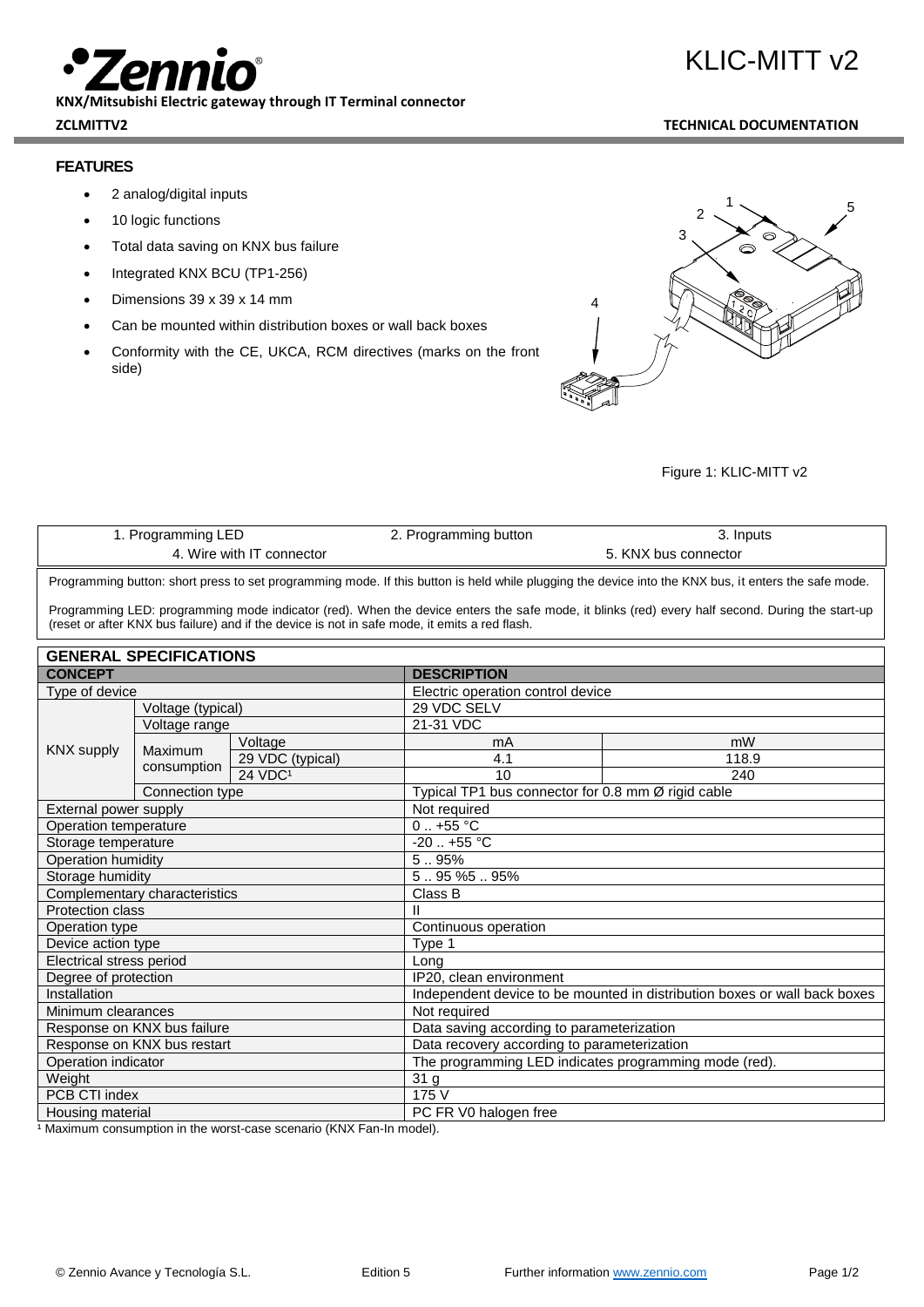# KLIC-MITT v2

**KNX/Mitsubishi Electric gateway through IT Terminal connector**

**ZCLMITTV2** **TECHNICAL DOCUMENTATION**

## FEATURES

- 2 analog/digital inputs
- 10 logic functions
- Total data saving on KNX bus failure
- Integrated KNX BCU (TP1-256)
- Dimensions 39 x 39 x 14 mm
- Can be mounted within distribution boxes or wall back boxes
- Conformity with the CE, UKCA, RCM directives (marks on the front side)

Figure 1: KLIC-MITT v2

| 1. Programming LED | 2. Programming button | 3. Inputs |
|---|---|---|
| 4. Wire with IT connector | | 5. KNX bus connector |

Programming button: short press to set programming mode. If this button is held while plugging the device into the KNX bus, it enters the safe mode.

Programming LED: programming mode indicator (red). When the device enters the safe mode, it blinks (red) every half second. During the start-up (reset or after KNX bus failure) and if the device is not in safe mode, it emits a red flash.

## GENERAL SPECIFICATIONS

| CONCEPT | | | DESCRIPTION | |
|---|---|---|---|---|
| Type of device | | | Electric operation control device | |
| KNX supply | Voltage (typical) | | 29 VDC SELV | |
| | Voltage range | | 21-31 VDC | |
| | Maximum consumption | Voltage | mA | mW |
| | | 29 VDC (typical) | 4.1 | 118.9 |
| | | 24 VDC[1] | 10 | 240 |
| | Connection type | | Typical TP1 bus connector for 0.8 mm Ø rigid cable | |
| External power supply | | | Not required | |
| Operation temperature | | | 0 .. +55 °C | |
| Storage temperature | | | -20 .. +55 °C | |
| Operation humidity | | | 5 .. 95% | |
| Storage humidity | | | 5 .. 95 %5 .. 95% | |
| Complementary characteristics | | | Class B | |
| Protection class | | | II | |
| Operation type | | | Continuous operation | |
| Device action type | | | Type 1 | |
| Electrical stress period | | | Long | |
| Degree of protection | | | IP20, clean environment | |
| Installation | | | Independent device to be mounted in distribution boxes or wall back boxes | |
| Minimum clearances | | | Not required | |
| Response on KNX bus failure | | | Data saving according to parameterization | |
| Response on KNX bus restart | | | Data recovery according to parameterization | |
| Operation indicator | | | The programming LED indicates programming mode (red). | |
| Weight | | | 31 g | |
| PCB CTI index | | | 175 V | |
| Housing material | | | PC FR V0 halogen free | |

[1] Maximum consumption in the worst-case scenario (KNX Fan-In model).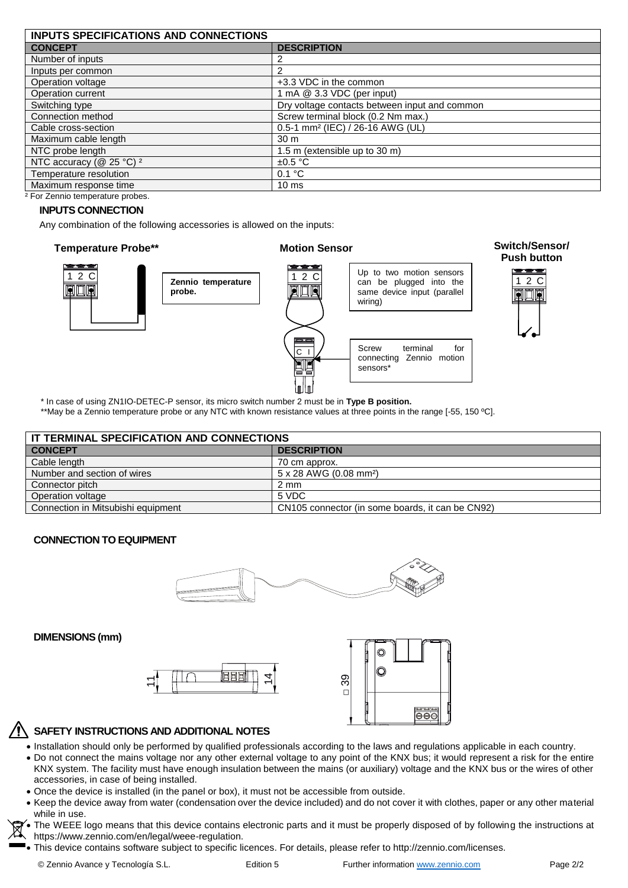| INPUTS SPECIFICATIONS AND CONNECTIONS | |
| --- | --- |
| **CONCEPT** | **DESCRIPTION** |
| Number of inputs | 2 |
| Inputs per common | 2 |
| Operation voltage | +3.3 VDC in the common |
| Operation current | 1 mA @ 3.3 VDC (per input) |
| Switching type | Dry voltage contacts between input and common |
| Connection method | Screw terminal block (0.2 Nm max.) |
| Cable cross-section | 0.5-1 mm² (IEC) / 26-16 AWG (UL) |
| Maximum cable length | 30 m |
| NTC probe length | 1.5 m (extensible up to 30 m) |
| NTC accuracy (@ 25 °C) [2] | ±0.5 °C |
| Temperature resolution | 0.1 °C |
| Maximum response time | 10 ms |

[2] For Zennio temperature probes.

### INPUTS CONNECTION

Any combination of the following accessories is allowed on the inputs:

**Temperature Probe****

1 2 C

**Zennio temperature probe.**

**Motion Sensor**

1 2 C

Up to two motion sensors can be plugged into the same device input (parallel wiring)

C I

Screw terminal for connecting Zennio motion sensors*

**Switch/Sensor/ Push button**

1 2 C

* In case of using ZN1IO-DETEC-P sensor, its micro switch number 2 must be in **Type B position.**

**May be a Zennio temperature probe or any NTC with known resistance values at three points in the range [-55, 150 ºC].

| IT TERMINAL SPECIFICATION AND CONNECTIONS | |
| --- | --- |
| **CONCEPT** | **DESCRIPTION** |
| Cable length | 70 cm approx. |
| Number and section of wires | 5 x 28 AWG (0.08 mm²) |
| Connector pitch | 2 mm |
| Operation voltage | 5 VDC |
| Connection in Mitsubishi equipment | CN105 connector (in some boards, it can be CN92) |

### CONNECTION TO EQUIPMENT

### DIMENSIONS (mm)

11

14

□ 39

### SAFETY INSTRUCTIONS AND ADDITIONAL NOTES

- Installation should only be performed by qualified professionals according to the laws and regulations applicable in each country.
- Do not connect the mains voltage nor any other external voltage to any point of the KNX bus; it would represent a risk for the entire KNX system. The facility must have enough insulation between the mains (or auxiliary) voltage and the KNX bus or the wires of other accessories, in case of being installed.
- Once the device is installed (in the panel or box), it must not be accessible from outside.
- Keep the device away from water (condensation over the device included) and do not cover it with clothes, paper or any other material while in use.
- The WEEE logo means that this device contains electronic parts and it must be properly disposed of by following the instructions at https://www.zennio.com/en/legal/weee-regulation.
- This device contains software subject to specific licences. For details, please refer to http://zennio.com/licenses.

© Zennio Avance y Tecnología S.L. Edition 5 Further information www.zennio.com